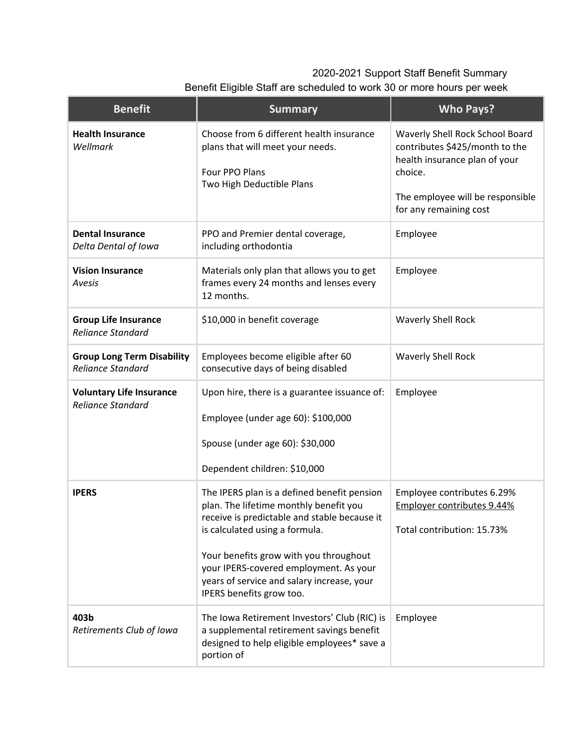2020-2021 Support Staff Benefit Summary

Benefit Eligible Staff are scheduled to work 30 or more hours per week

| Benefit | Summary | Who Pays? |
|---|---|---|
| **Health Insurance**<br>*Wellmark* | Choose from 6 different health insurance plans that will meet your needs.<br><br>Four PPO Plans<br>Two High Deductible Plans | Waverly Shell Rock School Board contributes $425/month to the health insurance plan of your choice.<br><br>The employee will be responsible for any remaining cost |
| **Dental Insurance**<br>*Delta Dental of Iowa* | PPO and Premier dental coverage, including orthodontia | Employee |
| **Vision Insurance**<br>*Avesis* | Materials only plan that allows you to get frames every 24 months and lenses every 12 months. | Employee |
| **Group Life Insurance**<br>*Reliance Standard* | $10,000 in benefit coverage | Waverly Shell Rock |
| **Group Long Term Disability**<br>*Reliance Standard* | Employees become eligible after 60 consecutive days of being disabled | Waverly Shell Rock |
| **Voluntary Life Insurance**<br>*Reliance Standard* | Upon hire, there is a guarantee issuance of:<br><br>Employee (under age 60): $100,000<br><br>Spouse (under age 60): $30,000<br><br>Dependent children: $10,000 | Employee |
| **IPERS** | The IPERS plan is a defined benefit pension plan. The lifetime monthly benefit you receive is predictable and stable because it is calculated using a formula.<br><br>Your benefits grow with you throughout your IPERS-covered employment. As your years of service and salary increase, your IPERS benefits grow too. | Employee contributes 6.29%<br><u>Employer contributes 9.44%</u><br><br>Total contribution: 15.73% |
| **403b**<br>*Retirements Club of Iowa* | The Iowa Retirement Investors' Club (RIC) is a supplemental retirement savings benefit designed to help eligible employees* save a portion of | Employee |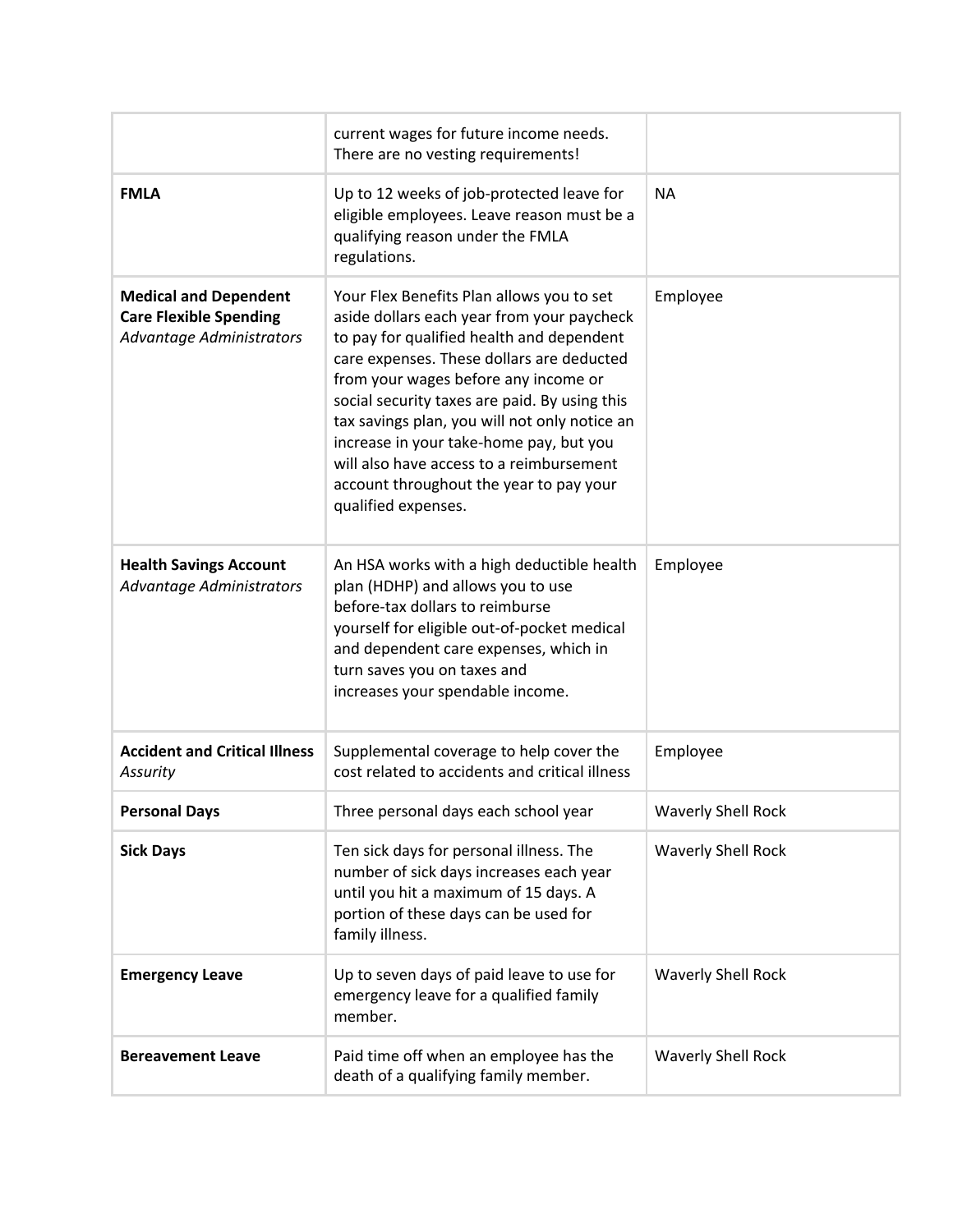| | | |
|---|---|---|
| | current wages for future income needs. There are no vesting requirements! | |
| **FMLA** | Up to 12 weeks of job-protected leave for eligible employees. Leave reason must be a qualifying reason under the FMLA regulations. | NA |
| **Medical and Dependent Care Flexible Spending** *Advantage Administrators* | Your Flex Benefits Plan allows you to set aside dollars each year from your paycheck to pay for qualified health and dependent care expenses. These dollars are deducted from your wages before any income or social security taxes are paid. By using this tax savings plan, you will not only notice an increase in your take-home pay, but you will also have access to a reimbursement account throughout the year to pay your qualified expenses. | Employee |
| **Health Savings Account** *Advantage Administrators* | An HSA works with a high deductible health plan (HDHP) and allows you to use before-tax dollars to reimburse yourself for eligible out-of-pocket medical and dependent care expenses, which in turn saves you on taxes and increases your spendable income. | Employee |
| **Accident and Critical Illness** *Assurity* | Supplemental coverage to help cover the cost related to accidents and critical illness | Employee |
| **Personal Days** | Three personal days each school year | Waverly Shell Rock |
| **Sick Days** | Ten sick days for personal illness. The number of sick days increases each year until you hit a maximum of 15 days. A portion of these days can be used for family illness. | Waverly Shell Rock |
| **Emergency Leave** | Up to seven days of paid leave to use for emergency leave for a qualified family member. | Waverly Shell Rock |
| **Bereavement Leave** | Paid time off when an employee has the death of a qualifying family member. | Waverly Shell Rock |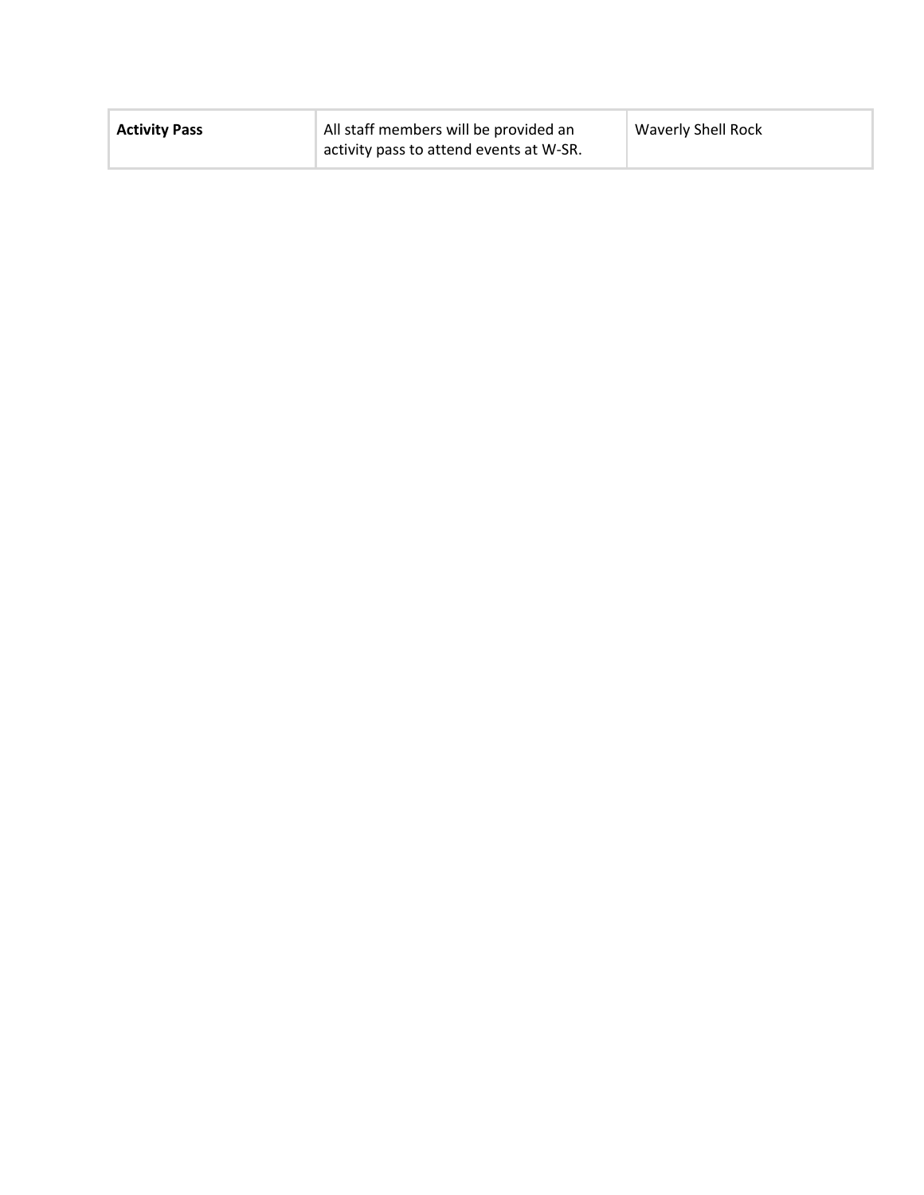| | | |
|---|---|---|
| **Activity Pass** | All staff members will be provided an activity pass to attend events at W-SR. | Waverly Shell Rock |